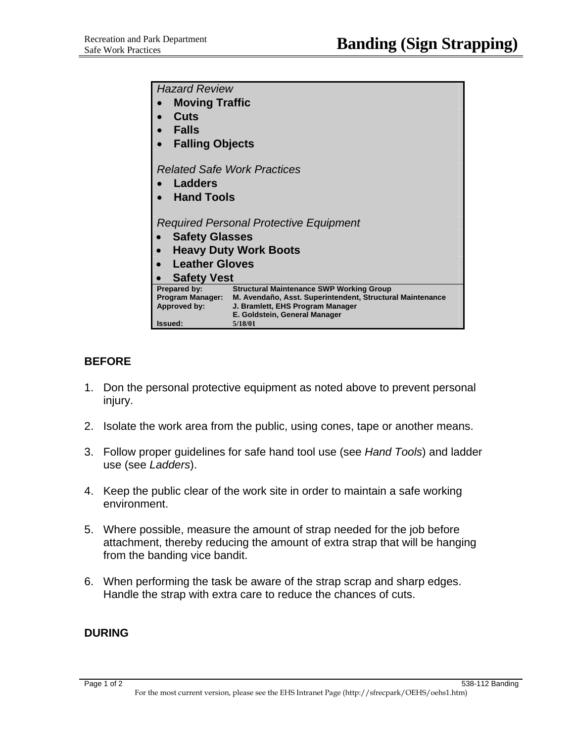# Banding (Sign Strapping)

Recreation and Park Department
Safe Work Practices

*Hazard Review*

- **Moving Traffic**
- **Cuts**
- **Falls**
- **Falling Objects**

*Related Safe Work Practices*

- **Ladders**
- **Hand Tools**

*Required Personal Protective Equipment*

- **Safety Glasses**
- **Heavy Duty Work Boots**
- **Leather Gloves**
- **Safety Vest**

| | |
|---|---|
| **Prepared by:** | **Structural Maintenance SWP Working Group** |
| **Program Manager:** | **M. Avendaño, Asst. Superintendent, Structural Maintenance** |
| **Approved by:** | **J. Bramlett, EHS Program Manager** |
| | **E. Goldstein, General Manager** |
| **Issued:** | **5/18/01** |

## BEFORE

1. Don the personal protective equipment as noted above to prevent personal injury.

2. Isolate the work area from the public, using cones, tape or another means.

3. Follow proper guidelines for safe hand tool use (see *Hand Tools*) and ladder use (see *Ladders*).

4. Keep the public clear of the work site in order to maintain a safe working environment.

5. Where possible, measure the amount of strap needed for the job before attachment, thereby reducing the amount of extra strap that will be hanging from the banding vice bandit.

6. When performing the task be aware of the strap scrap and sharp edges. Handle the strap with extra care to reduce the chances of cuts.

## DURING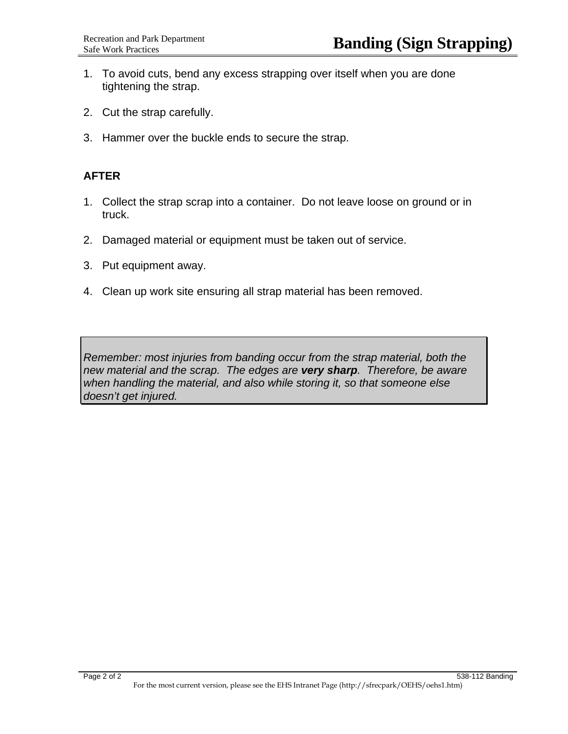1. To avoid cuts, bend any excess strapping over itself when you are done tightening the strap.

2. Cut the strap carefully.

3. Hammer over the buckle ends to secure the strap.

## AFTER

1. Collect the strap scrap into a container. Do not leave loose on ground or in truck.

2. Damaged material or equipment must be taken out of service.

3. Put equipment away.

4. Clean up work site ensuring all strap material has been removed.

> *Remember: most injuries from banding occur from the strap material, both the new material and the scrap. The edges are **very sharp**. Therefore, be aware when handling the material, and also while storing it, so that someone else doesn't get injured.*